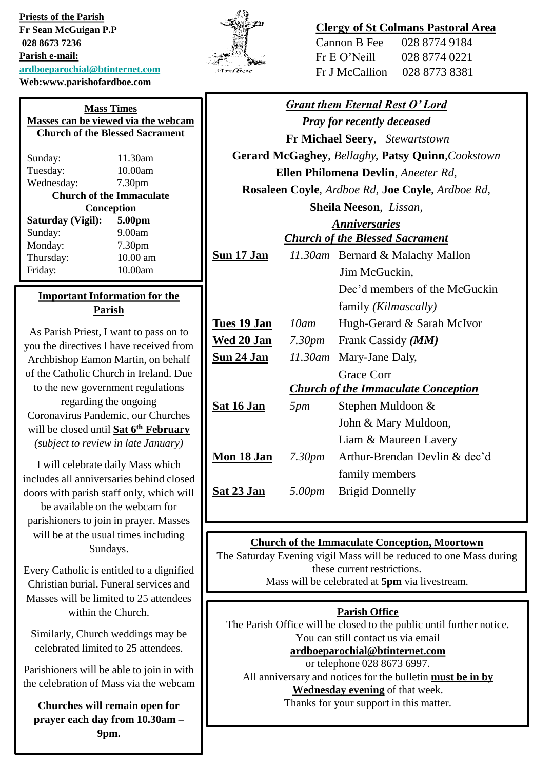**Priests of the Parish**
**Fr Sean McGuigan P.P**
**028 8673 7236**
**Parish e-mail:**
**ardboeparochial@btinternet.com**
**Web:www.parishofardboe.com**

Ardboe

**Clergy of St Colmans Pastoral Area**

| | |
|---|---|
| Cannon B Fee | 028 8774 9184 |
| Fr E O'Neill | 028 8774 0221 |
| Fr J McCallion | 028 8773 8381 |

## Mass Times

**Masses can be viewed via the webcam**

**Church of the Blessed Sacrament**

| | |
|---|---|
| Sunday: | 11.30am |
| Tuesday: | 10.00am |
| Wednesday: | 7.30pm |

**Church of the Immaculate Conception**

| | |
|---|---|
| **Saturday (Vigil):** | **5.00pm** |
| Sunday: | 9.00am |
| Monday: | 7.30pm |
| Thursday: | 10.00 am |
| Friday: | 10.00am |

## Important Information for the Parish

As Parish Priest, I want to pass on to you the directives I have received from Archbishop Eamon Martin, on behalf of the Catholic Church in Ireland. Due to the new government regulations regarding the ongoing Coronavirus Pandemic, our Churches will be closed until **Sat 6th February** *(subject to review in late January)*

I will celebrate daily Mass which includes all anniversaries behind closed doors with parish staff only, which will be available on the webcam for parishioners to join in prayer. Masses will be at the usual times including Sundays.

Every Catholic is entitled to a dignified Christian burial. Funeral services and Masses will be limited to 25 attendees within the Church.

Similarly, Church weddings may be celebrated limited to 25 attendees.

Parishioners will be able to join in with the celebration of Mass via the webcam

**Churches will remain open for prayer each day from 10.30am – 9pm.**

## *Grant them Eternal Rest O' Lord*

***Pray for recently deceased***

**Fr Michael Seery**, *Stewartstown*
**Gerard McGaghey**, *Bellaghy,* **Patsy Quinn**,*Cookstown*
**Ellen Philomena Devlin**, *Aneeter Rd,*
**Rosaleen Coyle**, *Ardboe Rd,* **Joe Coyle**, *Ardboe Rd,*
**Sheila Neeson**, *Lissan,*

### *Anniversaries*

***Church of the Blessed Sacrament***

| | | |
|---|---|---|
| **Sun 17 Jan** | *11.30am* | Bernard & Malachy Mallon, Jim McGuckin, Dec'd members of the McGuckin family *(Kilmascally)* |
| **Tues 19 Jan** | *10am* | Hugh-Gerard & Sarah McIvor |
| **Wed 20 Jan** | *7.30pm* | Frank Cassidy ***(MM)*** |
| **Sun 24 Jan** | *11.30am* | Mary-Jane Daly, Grace Corr |

***Church of the Immaculate Conception***

| | | |
|---|---|---|
| **Sat 16 Jan** | *5pm* | Stephen Muldoon & John & Mary Muldoon, Liam & Maureen Lavery |
| **Mon 18 Jan** | *7.30pm* | Arthur-Brendan Devlin & dec'd family members |
| **Sat 23 Jan** | *5.00pm* | Brigid Donnelly |

## Church of the Immaculate Conception, Moortown

The Saturday Evening vigil Mass will be reduced to one Mass during these current restrictions.
Mass will be celebrated at **5pm** via livestream.

## Parish Office

The Parish Office will be closed to the public until further notice.
You can still contact us via email
**ardboeparochial@btinternet.com**
or telephone 028 8673 6997.
All anniversary and notices for the bulletin **must be in by Wednesday evening** of that week.
Thanks for your support in this matter.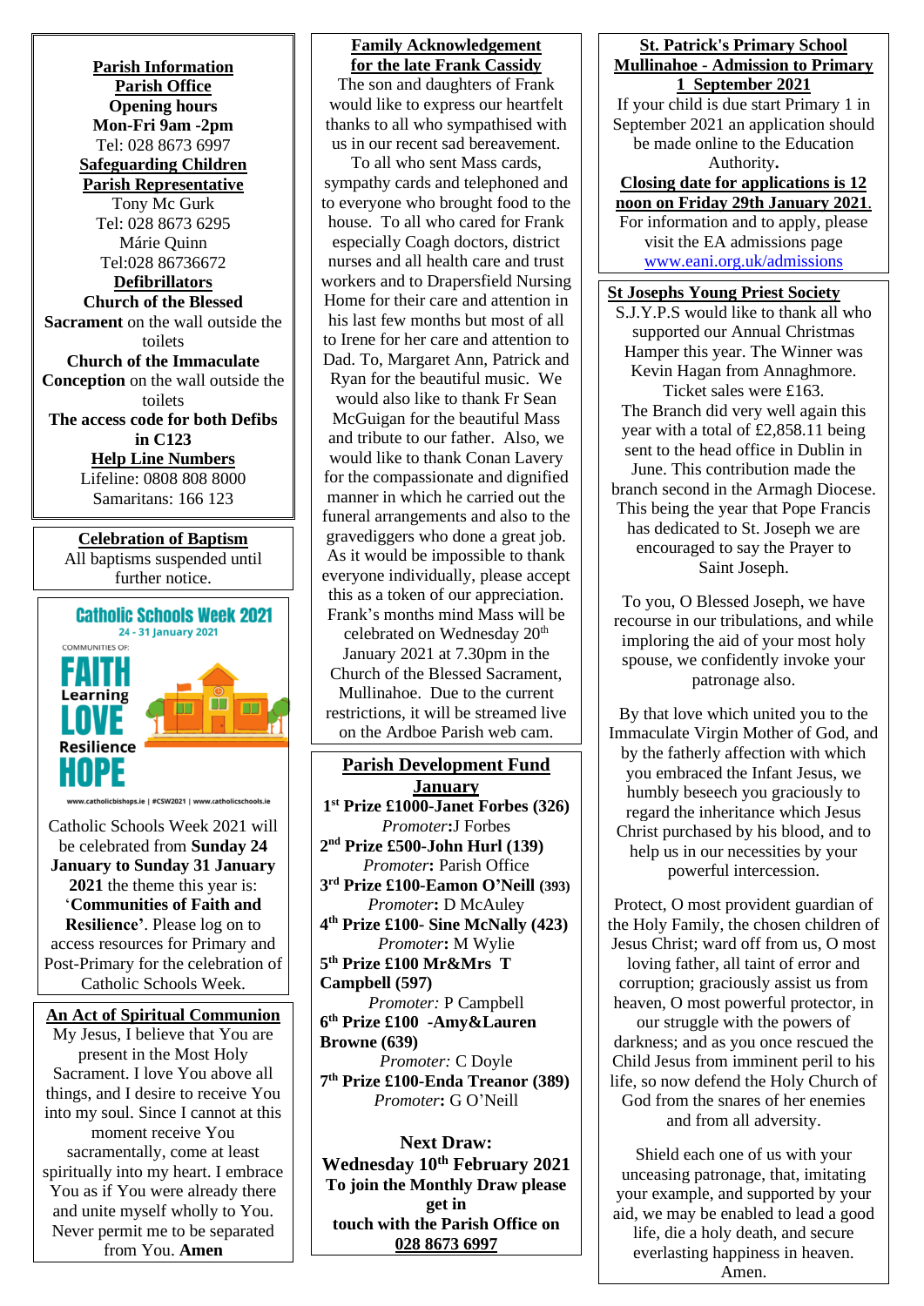**Parish Information**

**Parish Office**

**Opening hours**

**Mon-Fri 9am -2pm**

Tel: 028 8673 6997

**Safeguarding Children Parish Representative**

Tony Mc Gurk
Tel: 028 8673 6295
Márie Quinn
Tel:028 86736672

**Defibrillators**

**Church of the Blessed Sacrament** on the wall outside the toilets

**Church of the Immaculate Conception** on the wall outside the toilets

**The access code for both Defibs in C123**

**Help Line Numbers**

Lifeline: 0808 808 8000
Samaritans: 166 123

**Celebration of Baptism**

All baptisms suspended until further notice.

**Catholic Schools Week 2021**

24 - 31 January 2021

COMMUNITIES OF: FAITH Learning LOVE Resilience HOPE

www.catholicbishops.ie | #CSW2021 | www.catholicschools.ie

Catholic Schools Week 2021 will be celebrated from **Sunday 24 January to Sunday 31 January 2021** the theme this year is: '**Communities of Faith and Resilience**'. Please log on to access resources for Primary and Post-Primary for the celebration of Catholic Schools Week.

**An Act of Spiritual Communion**

My Jesus, I believe that You are present in the Most Holy Sacrament. I love You above all things, and I desire to receive You into my soul. Since I cannot at this moment receive You sacramentally, come at least spiritually into my heart. I embrace You as if You were already there and unite myself wholly to You. Never permit me to be separated from You. **Amen**

**Family Acknowledgement for the late Frank Cassidy**

The son and daughters of Frank would like to express our heartfelt thanks to all who sympathised with us in our recent sad bereavement. To all who sent Mass cards, sympathy cards and telephoned and to everyone who brought food to the house. To all who cared for Frank especially Coagh doctors, district nurses and all health care and trust workers and to Drapersfield Nursing Home for their care and attention in his last few months but most of all to Irene for her care and attention to Dad. To, Margaret Ann, Patrick and Ryan for the beautiful music. We would also like to thank Fr Sean McGuigan for the beautiful Mass and tribute to our father. Also, we would like to thank Conan Lavery for the compassionate and dignified manner in which he carried out the funeral arrangements and also to the gravediggers who done a great job. As it would be impossible to thank everyone individually, please accept this as a token of our appreciation. Frank's months mind Mass will be celebrated on Wednesday 20th January 2021 at 7.30pm in the Church of the Blessed Sacrament, Mullinahoe. Due to the current restrictions, it will be streamed live on the Ardboe Parish web cam.

**Parish Development Fund January**

**1st Prize £1000-Janet Forbes (326)**
*Promoter*:J Forbes

**2nd Prize £500-John Hurl (139)**
*Promoter*: Parish Office

**3rd Prize £100-Eamon O'Neill (393)**
*Promoter*: D McAuley

**4th Prize £100- Sine McNally (423)**
*Promoter*: M Wylie

**5th Prize £100 Mr&Mrs T Campbell (597)**
*Promoter:* P Campbell

**6th Prize £100 -Amy&Lauren Browne (639)**
*Promoter:* C Doyle

**7th Prize £100-Enda Treanor (389)**
*Promoter*: G O'Neill

**Next Draw: Wednesday 10th February 2021**

**To join the Monthly Draw please get in touch with the Parish Office on 028 8673 6997**

**St. Patrick's Primary School Mullinahoe - Admission to Primary 1 September 2021**

If your child is due start Primary 1 in September 2021 an application should be made online to the Education Authority.

**Closing date for applications is 12 noon on Friday 29th January 2021**.

For information and to apply, please visit the EA admissions page www.eani.org.uk/admissions

**St Josephs Young Priest Society**

S.J.Y.P.S would like to thank all who supported our Annual Christmas Hamper this year. The Winner was Kevin Hagan from Annaghmore. Ticket sales were £163.

The Branch did very well again this year with a total of £2,858.11 being sent to the head office in Dublin in June. This contribution made the branch second in the Armagh Diocese. This being the year that Pope Francis has dedicated to St. Joseph we are encouraged to say the Prayer to Saint Joseph.

To you, O Blessed Joseph, we have recourse in our tribulations, and while imploring the aid of your most holy spouse, we confidently invoke your patronage also.

By that love which united you to the Immaculate Virgin Mother of God, and by the fatherly affection with which you embraced the Infant Jesus, we humbly beseech you graciously to regard the inheritance which Jesus Christ purchased by his blood, and to help us in our necessities by your powerful intercession.

Protect, O most provident guardian of the Holy Family, the chosen children of Jesus Christ; ward off from us, O most loving father, all taint of error and corruption; graciously assist us from heaven, O most powerful protector, in our struggle with the powers of darkness; and as you once rescued the Child Jesus from imminent peril to his life, so now defend the Holy Church of God from the snares of her enemies and from all adversity.

Shield each one of us with your unceasing patronage, that, imitating your example, and supported by your aid, we may be enabled to lead a good life, die a holy death, and secure everlasting happiness in heaven. Amen.